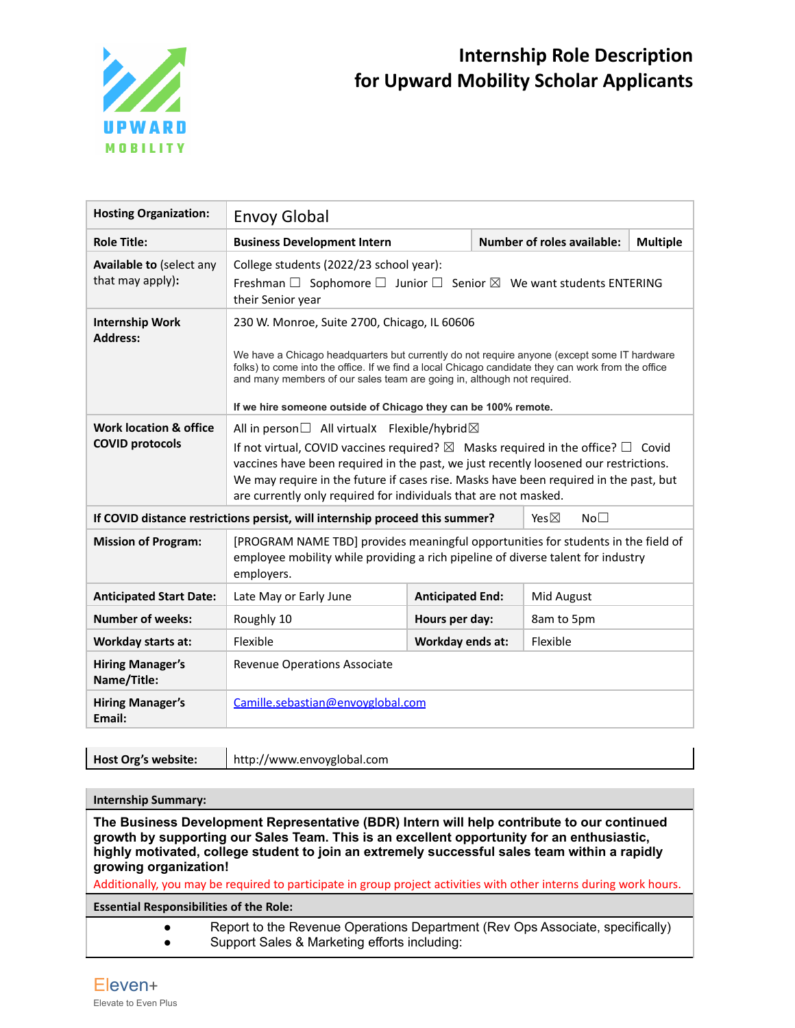# Internship Role Description for Upward Mobility Scholar Applicants

| | | | |
|---|---|---|---|
| **Hosting Organization:** | Envoy Global | | |
| **Role Title:** | **Business Development Intern** | **Number of roles available:** | **Multiple** |
| **Available to** (select any that may apply): | College students (2022/23 school year): Freshman ☐ Sophomore ☐ Junior ☐ Senior ☒ We want students ENTERING their Senior year | | |
| **Internship Work Address:** | 230 W. Monroe, Suite 2700, Chicago, IL 60606<br><br>We have a Chicago headquarters but currently do not require anyone (except some IT hardware folks) to come into the office. If we find a local Chicago candidate they can work from the office and many members of our sales team are going in, although not required.<br><br>**If we hire someone outside of Chicago they can be 100% remote.** | | |
| **Work location & office COVID protocols** | All in person☐ All virtualx Flexible/hybrid☒<br>If not virtual, COVID vaccines required? ☒ Masks required in the office? ☐ Covid vaccines have been required in the past, we just recently loosened our restrictions. We may require in the future if cases rise. Masks have been required in the past, but are currently only required for individuals that are not masked. | | |
| **If COVID distance restrictions persist, will internship proceed this summer?** | | Yes☒ | No☐ |
| **Mission of Program:** | [PROGRAM NAME TBD] provides meaningful opportunities for students in the field of employee mobility while providing a rich pipeline of diverse talent for industry employers. | | |
| **Anticipated Start Date:** | Late May or Early June | **Anticipated End:** | Mid August |
| **Number of weeks:** | Roughly 10 | **Hours per day:** | 8am to 5pm |
| **Workday starts at:** | Flexible | **Workday ends at:** | Flexible |
| **Hiring Manager's Name/Title:** | Revenue Operations Associate | | |
| **Hiring Manager's Email:** | Camille.sebastian@envoyglobal.com | | |

| | |
|---|---|
| **Host Org's website:** | http://www.envoyglobal.com |

**Internship Summary:**

**The Business Development Representative (BDR) Intern will help contribute to our continued growth by supporting our Sales Team. This is an excellent opportunity for an enthusiastic, highly motivated, college student to join an extremely successful sales team within a rapidly growing organization!**

Additionally, you may be required to participate in group project activities with other interns during work hours.

**Essential Responsibilities of the Role:**

- Report to the Revenue Operations Department (Rev Ops Associate, specifically)
- Support Sales & Marketing efforts including: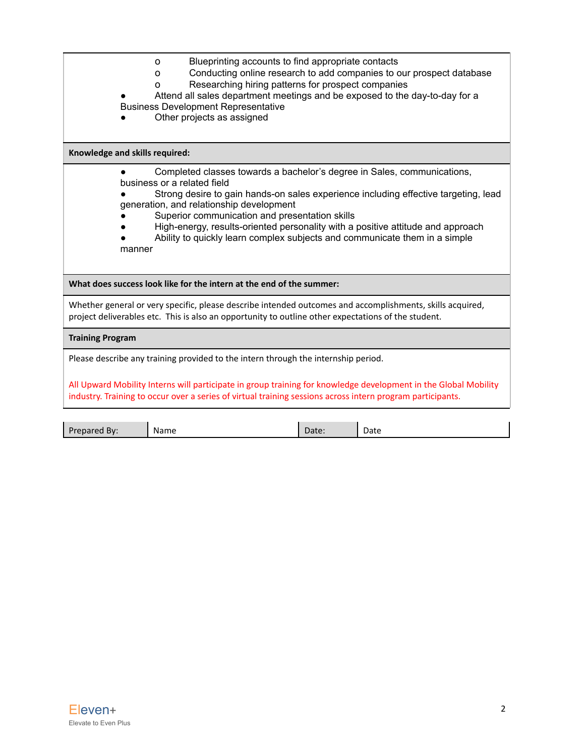- Blueprinting accounts to find appropriate contacts
    - Conducting online research to add companies to our prospect database
    - Researching hiring patterns for prospect companies
- Attend all sales department meetings and be exposed to the day-to-day for a Business Development Representative
- Other projects as assigned

**Knowledge and skills required:**

- Completed classes towards a bachelor's degree in Sales, communications, business or a related field
- Strong desire to gain hands-on sales experience including effective targeting, lead generation, and relationship development
- Superior communication and presentation skills
- High-energy, results-oriented personality with a positive attitude and approach
- Ability to quickly learn complex subjects and communicate them in a simple manner

**What does success look like for the intern at the end of the summer:**

Whether general or very specific, please describe intended outcomes and accomplishments, skills acquired, project deliverables etc. This is also an opportunity to outline other expectations of the student.

**Training Program**

Please describe any training provided to the intern through the internship period.

All Upward Mobility Interns will participate in group training for knowledge development in the Global Mobility industry. Training to occur over a series of virtual training sessions across intern program participants.

| | | | |
|---|---|---|---|
| Prepared By: | Name | Date: | Date |

Eleven+
Elevate to Even Plus